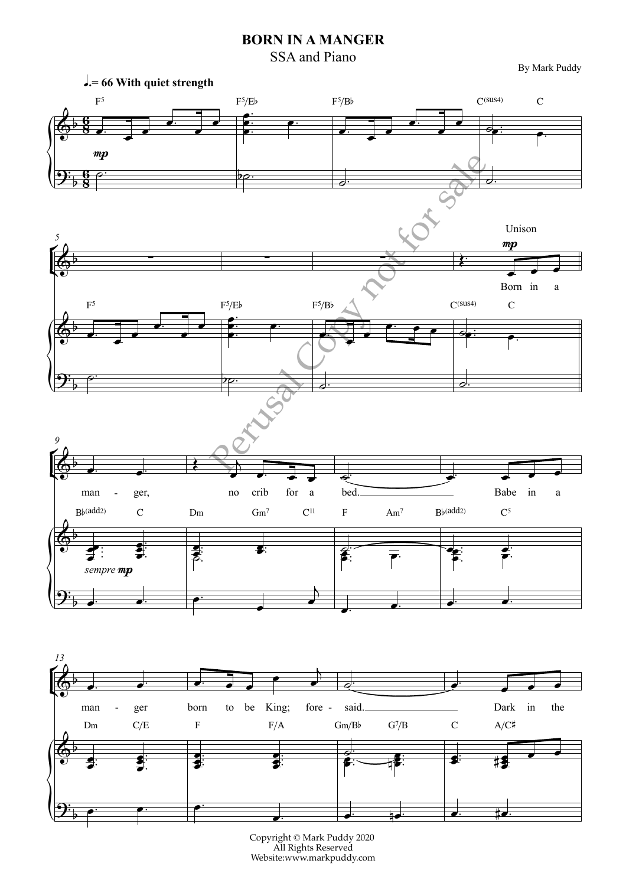# BORN IN A MANGER

SSA and Piano

By Mark Puddy

♩.= 66 With quiet strength

F⁵ F⁵/E♭ F⁵/B♭ C(sus4) C

*mp*

F⁵ F⁵/E♭ F⁵/B♭ C(sus4) C

Unison *mp*

Born in a

B♭(add2) C Dm Gm⁷ C¹¹ F Am⁷ B♭(add2) C⁵

man - ger, no crib for a bed. Babe in a

*sempre mp*

Dm C/E F F/A Gm/B♭ G⁷/B C A/C♯

man - ger born to be King; fore - said. Dark in the

Copyright © Mark Puddy 2020
All Rights Reserved
Website:www.markpuddy.com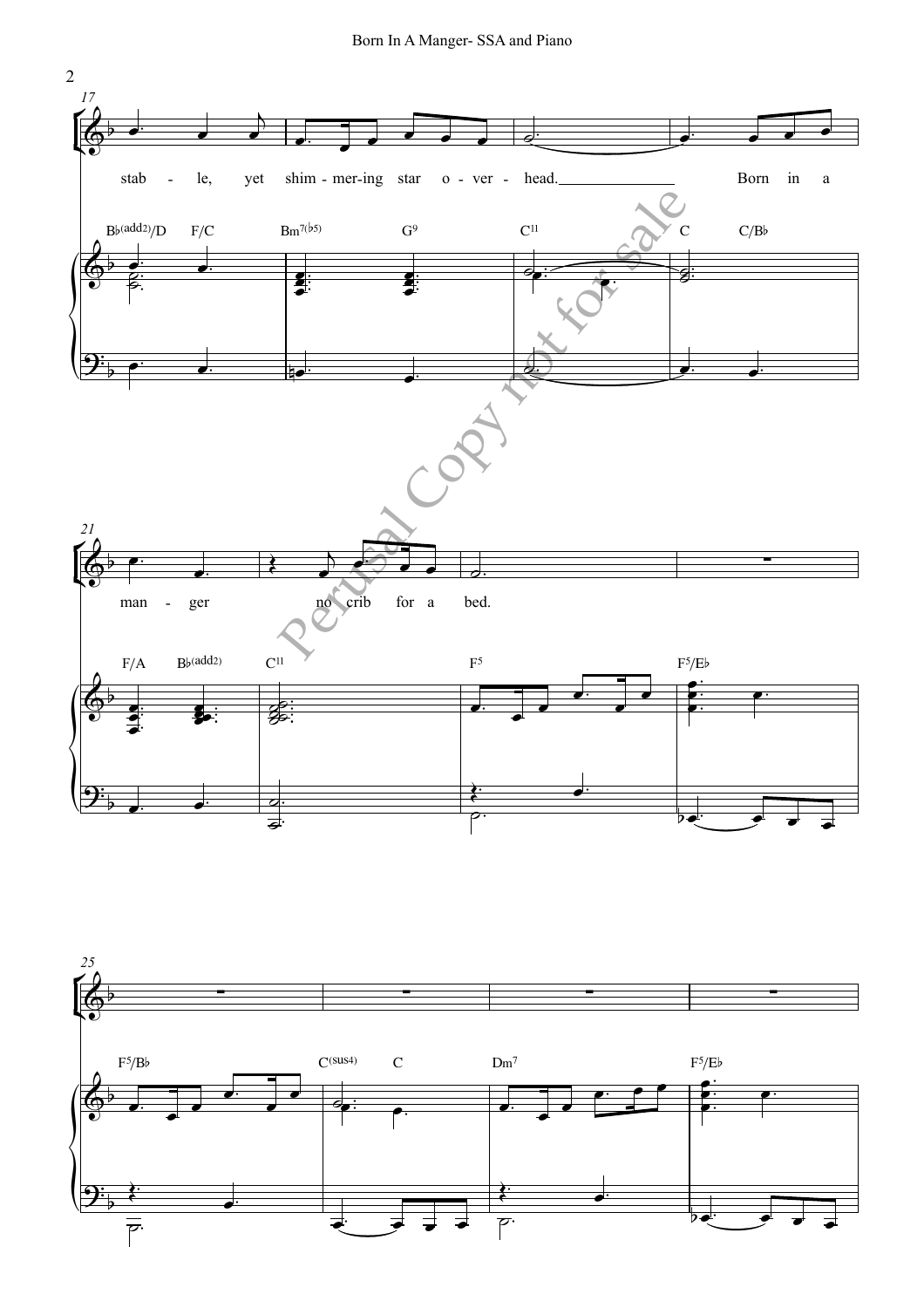stab - le, yet shim - mer-ing star o - ver - head. Born in a

man - ger no crib for a bed.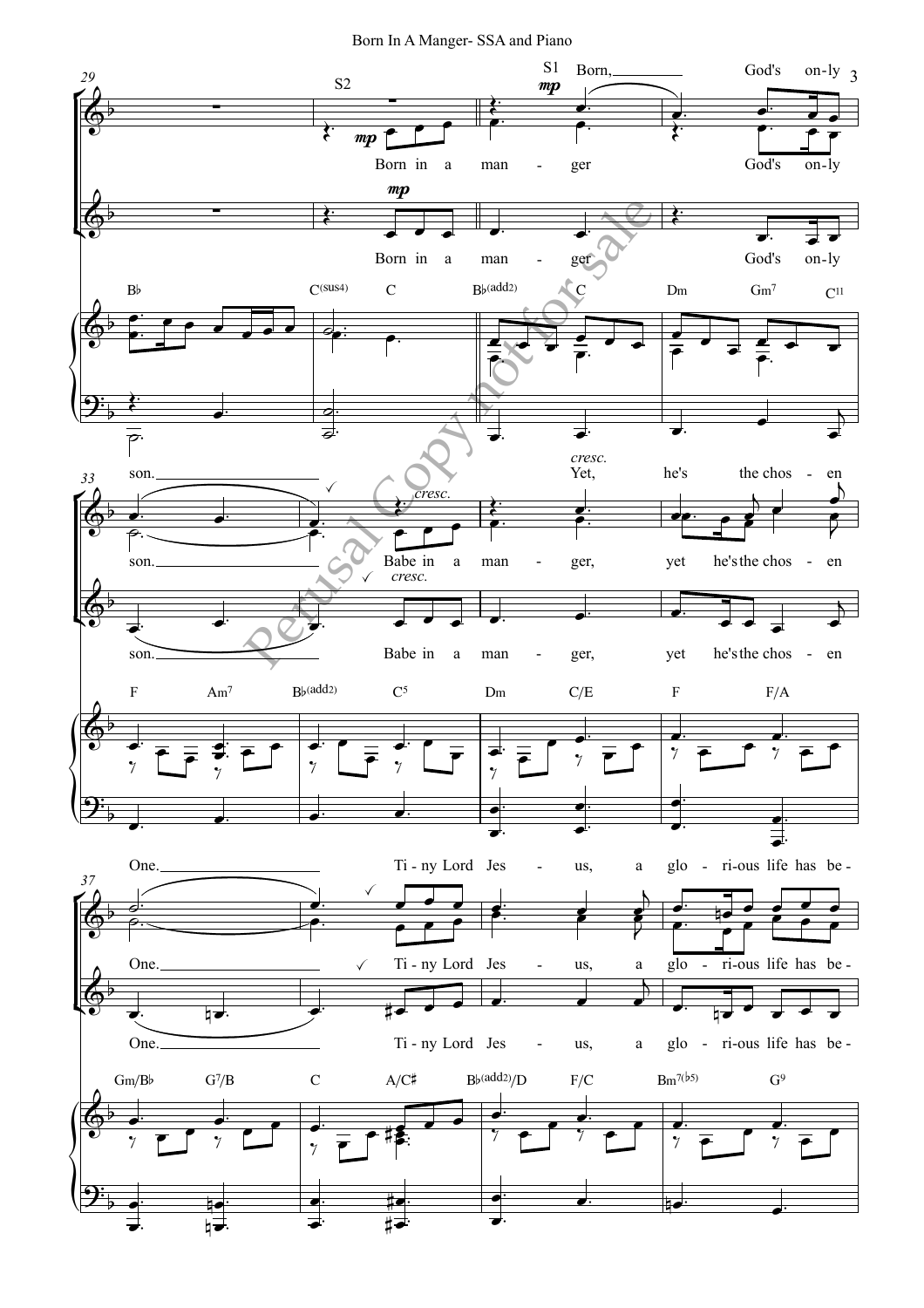S1: Born, God's on-ly son. Yet, he's the chos - en One.

S2: Born in a man - ger God's on-ly son. Babe in a man - ger, yet he's the chos - en One. Ti - ny Lord Jes - us, a glo - ri-ous life has be -

Alto: Born in a man - ger God's on-ly son. Babe in a man - ger, yet he's the chos - en One. Ti - ny Lord Jes - us, a glo - ri-ous life has be -

*mp* *cresc.*

Chords: B♭ C(sus4) C B♭(add2) C Dm Gm7 C11 F Am7 B♭(add2) C5 Dm C/E F F/A Gm/B♭ G7/B C A/C♯ B♭(add2)/D F/C Bm7(♭5) G9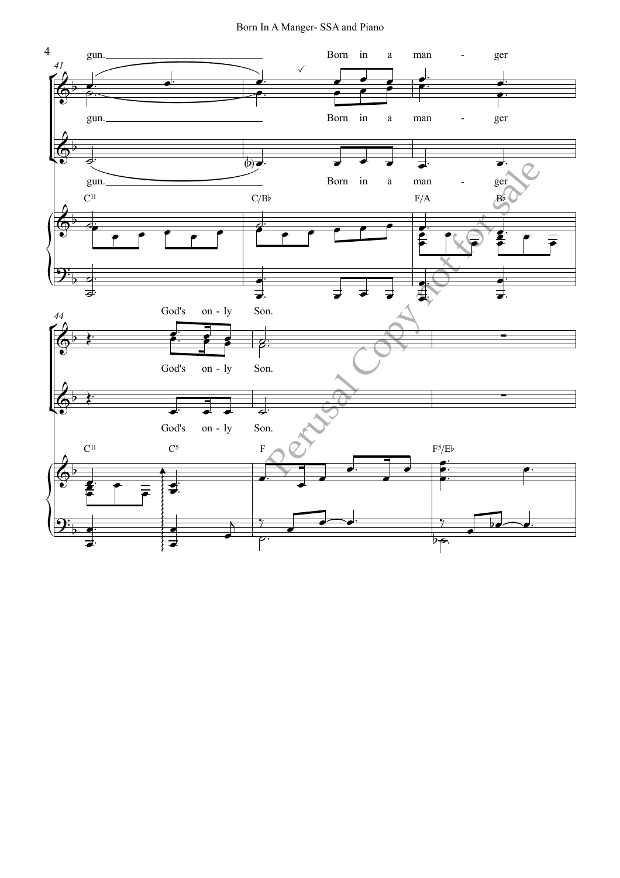gun. Born in a man - ger

gun. Born in a man - ger

gun. Born in a man - ger

C11 C/B♭ F/A B♭

God's on - ly Son.

God's on - ly Son.

God's on - ly Son.

C11 C5 F F5/E♭

Perusal Copy not for sale